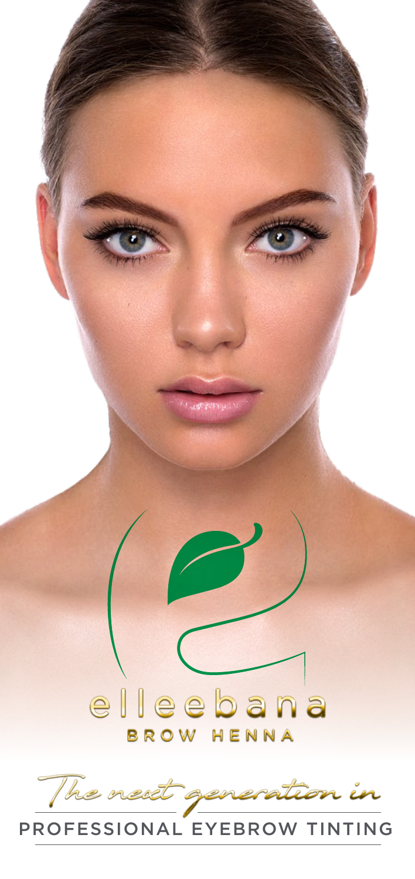elleebana

BROW HENNA

*The next generation in*

PROFESSIONAL EYEBROW TINTING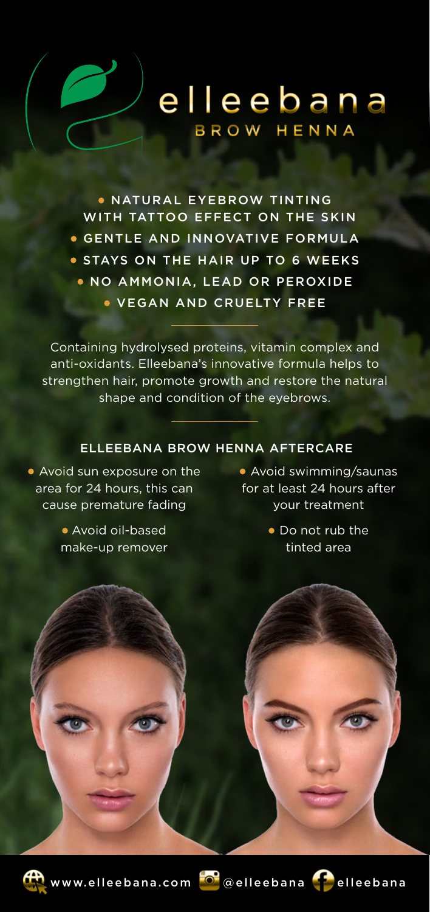# elleebana

## BROW HENNA

- NATURAL EYEBROW TINTING WITH TATTOO EFFECT ON THE SKIN
- GENTLE AND INNOVATIVE FORMULA
- STAYS ON THE HAIR UP TO 6 WEEKS
- NO AMMONIA, LEAD OR PEROXIDE
- VEGAN AND CRUELTY FREE

Containing hydrolysed proteins, vitamin complex and anti-oxidants. Elleebana's innovative formula helps to strengthen hair, promote growth and restore the natural shape and condition of the eyebrows.

### ELLEEBANA BROW HENNA AFTERCARE

- Avoid sun exposure on the area for 24 hours, this can cause premature fading
- Avoid swimming/saunas for at least 24 hours after your treatment
- Avoid oil-based make-up remover
- Do not rub the tinted area

www.elleebana.com @elleebana elleebana